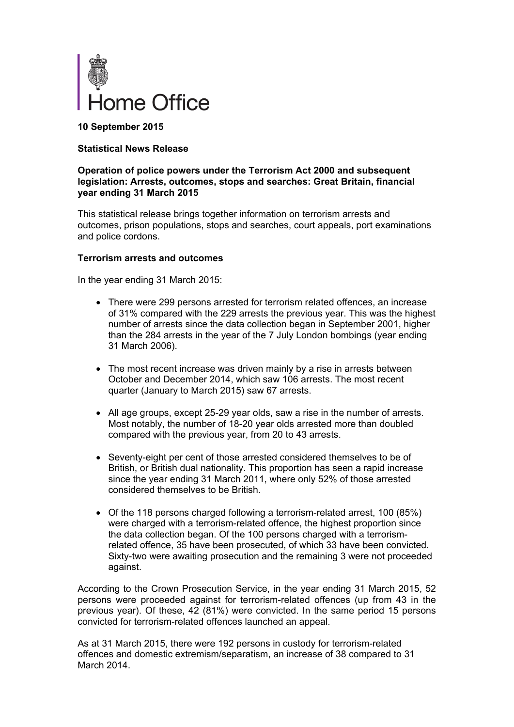Home Office

**10 September 2015**

**Statistical News Release**

**Operation of police powers under the Terrorism Act 2000 and subsequent legislation: Arrests, outcomes, stops and searches: Great Britain, financial year ending 31 March 2015**

This statistical release brings together information on terrorism arrests and outcomes, prison populations, stops and searches, court appeals, port examinations and police cordons.

**Terrorism arrests and outcomes**

In the year ending 31 March 2015:

- There were 299 persons arrested for terrorism related offences, an increase of 31% compared with the 229 arrests the previous year. This was the highest number of arrests since the data collection began in September 2001, higher than the 284 arrests in the year of the 7 July London bombings (year ending 31 March 2006).
- The most recent increase was driven mainly by a rise in arrests between October and December 2014, which saw 106 arrests. The most recent quarter (January to March 2015) saw 67 arrests.
- All age groups, except 25-29 year olds, saw a rise in the number of arrests. Most notably, the number of 18-20 year olds arrested more than doubled compared with the previous year, from 20 to 43 arrests.
- Seventy-eight per cent of those arrested considered themselves to be of British, or British dual nationality. This proportion has seen a rapid increase since the year ending 31 March 2011, where only 52% of those arrested considered themselves to be British.
- Of the 118 persons charged following a terrorism-related arrest, 100 (85%) were charged with a terrorism-related offence, the highest proportion since the data collection began. Of the 100 persons charged with a terrorism-related offence, 35 have been prosecuted, of which 33 have been convicted. Sixty-two were awaiting prosecution and the remaining 3 were not proceeded against.

According to the Crown Prosecution Service, in the year ending 31 March 2015, 52 persons were proceeded against for terrorism-related offences (up from 43 in the previous year). Of these, 42 (81%) were convicted. In the same period 15 persons convicted for terrorism-related offences launched an appeal.

As at 31 March 2015, there were 192 persons in custody for terrorism-related offences and domestic extremism/separatism, an increase of 38 compared to 31 March 2014.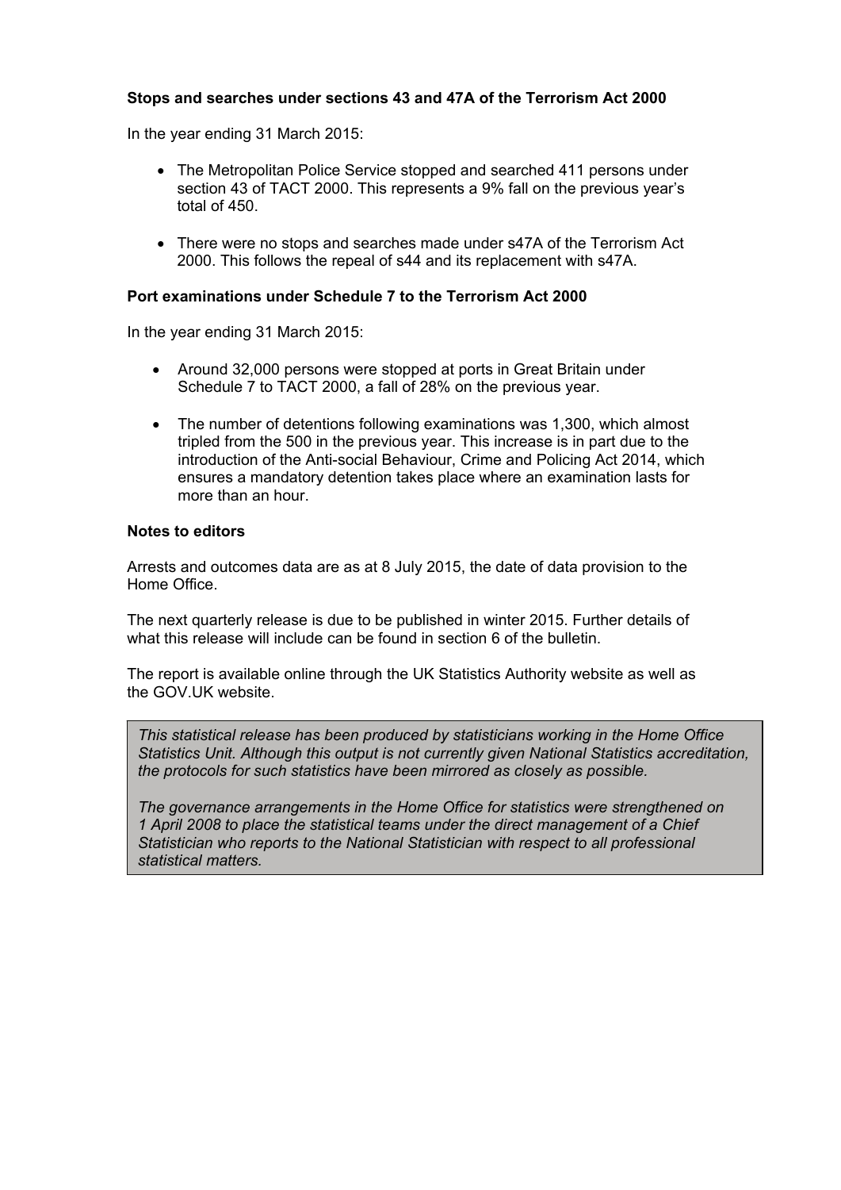**Stops and searches under sections 43 and 47A of the Terrorism Act 2000**

In the year ending 31 March 2015:

- The Metropolitan Police Service stopped and searched 411 persons under section 43 of TACT 2000. This represents a 9% fall on the previous year's total of 450.
- There were no stops and searches made under s47A of the Terrorism Act 2000. This follows the repeal of s44 and its replacement with s47A.

**Port examinations under Schedule 7 to the Terrorism Act 2000**

In the year ending 31 March 2015:

- Around 32,000 persons were stopped at ports in Great Britain under Schedule 7 to TACT 2000, a fall of 28% on the previous year.
- The number of detentions following examinations was 1,300, which almost tripled from the 500 in the previous year. This increase is in part due to the introduction of the Anti-social Behaviour, Crime and Policing Act 2014, which ensures a mandatory detention takes place where an examination lasts for more than an hour.

**Notes to editors**

Arrests and outcomes data are as at 8 July 2015, the date of data provision to the Home Office.

The next quarterly release is due to be published in winter 2015. Further details of what this release will include can be found in section 6 of the bulletin.

The report is available online through the UK Statistics Authority website as well as the GOV.UK website.

*This statistical release has been produced by statisticians working in the Home Office Statistics Unit. Although this output is not currently given National Statistics accreditation, the protocols for such statistics have been mirrored as closely as possible.*

*The governance arrangements in the Home Office for statistics were strengthened on 1 April 2008 to place the statistical teams under the direct management of a Chief Statistician who reports to the National Statistician with respect to all professional statistical matters.*